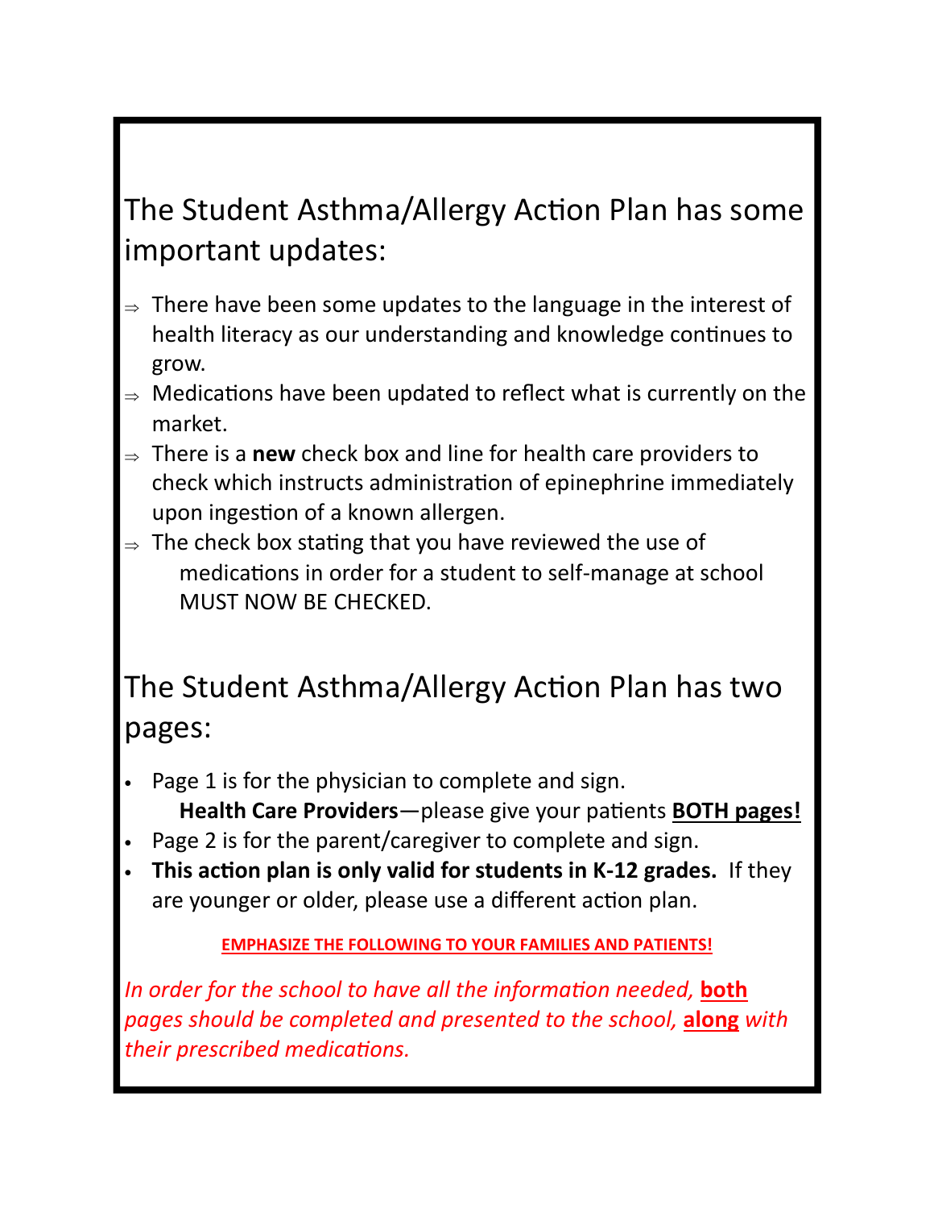## The Student Asthma/Allergy Action Plan has some important updates:

- ⇒ There have been some updates to the language in the interest of health literacy as our understanding and knowledge continues to grow.
- ⇒ Medications have been updated to reflect what is currently on the market.
- ⇒ There is a **new** check box and line for health care providers to check which instructs administration of epinephrine immediately upon ingestion of a known allergen.
- ⇒ The check box stating that you have reviewed the use of medications in order for a student to self-manage at school MUST NOW BE CHECKED.

## The Student Asthma/Allergy Action Plan has two pages:

- Page 1 is for the physician to complete and sign.
  **Health Care Providers**—please give your patients **BOTH pages!**
- Page 2 is for the parent/caregiver to complete and sign.
- **This action plan is only valid for students in K-12 grades.** If they are younger or older, please use a different action plan.

**EMPHASIZE THE FOLLOWING TO YOUR FAMILIES AND PATIENTS!**

*In order for the school to have all the information needed, **both** pages should be completed and presented to the school, **along** with their prescribed medications.*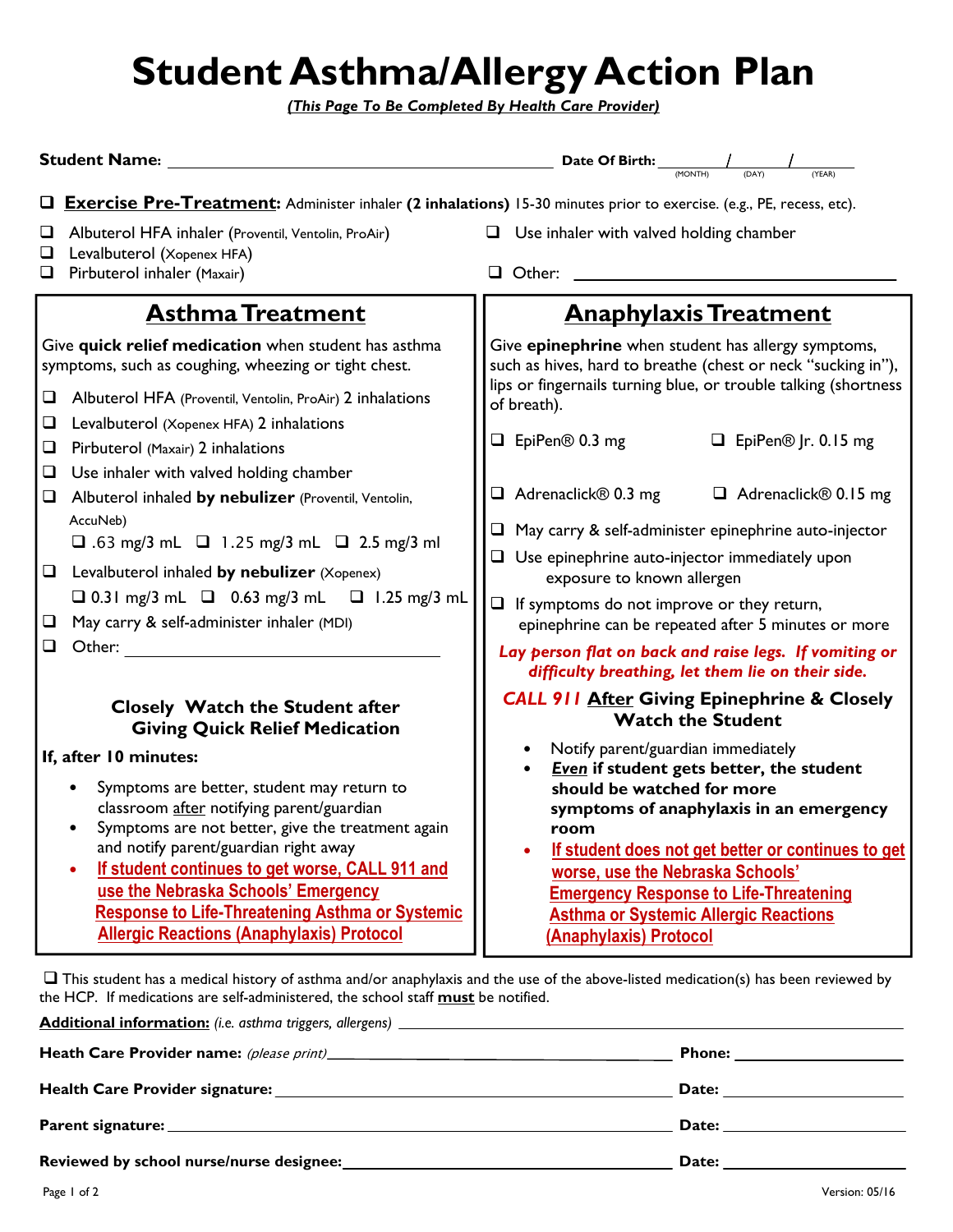# Student Asthma/Allergy Action Plan

***(This Page To Be Completed By Health Care Provider)***

**Student Name:** ______________________________ **Date Of Birth:** ____/____/____ (MONTH) (DAY) (YEAR)

❑ **Exercise Pre-Treatment:** Administer inhaler **(2 inhalations)** 15-30 minutes prior to exercise. (e.g., PE, recess, etc).

❑ Albuterol HFA inhaler (Proventil, Ventolin, ProAir)
❑ Levalbuterol (Xopenex HFA)
❑ Pirbuterol inhaler (Maxair)
❑ Use inhaler with valved holding chamber
❑ Other: ______________________________

## Asthma Treatment

Give **quick relief medication** when student has asthma symptoms, such as coughing, wheezing or tight chest.

- ❑ Albuterol HFA (Proventil, Ventolin, ProAir) 2 inhalations
- ❑ Levalbuterol (Xopenex HFA) 2 inhalations
- ❑ Pirbuterol (Maxair) 2 inhalations
- ❑ Use inhaler with valved holding chamber
- ❑ Albuterol inhaled **by nebulizer** (Proventil, Ventolin, AccuNeb)
  ❑ .63 mg/3 mL ❑ 1.25 mg/3 mL ❑ 2.5 mg/3 ml
- ❑ Levalbuterol inhaled **by nebulizer** (Xopenex)
  ❑ 0.31 mg/3 mL ❑ 0.63 mg/3 mL ❑ 1.25 mg/3 mL
- ❑ May carry & self-administer inhaler (MDI)
- ❑ Other: ______________________________

**Closely Watch the Student after Giving Quick Relief Medication**

**If, after 10 minutes:**

- Symptoms are better, student may return to classroom after notifying parent/guardian
- Symptoms are not better, give the treatment again and notify parent/guardian right away
- If student continues to get worse, CALL 911 and use the Nebraska Schools' Emergency Response to Life-Threatening Asthma or Systemic Allergic Reactions (Anaphylaxis) Protocol

## Anaphylaxis Treatment

Give **epinephrine** when student has allergy symptoms, such as hives, hard to breathe (chest or neck "sucking in"), lips or fingernails turning blue, or trouble talking (shortness of breath).

- ❑ EpiPen® 0.3 mg ❑ EpiPen® Jr. 0.15 mg
- ❑ Adrenaclick® 0.3 mg ❑ Adrenaclick® 0.15 mg
- ❑ May carry & self-administer epinephrine auto-injector
- ❑ Use epinephrine auto-injector immediately upon exposure to known allergen
- ❑ If symptoms do not improve or they return, epinephrine can be repeated after 5 minutes or more

***Lay person flat on back and raise legs. If vomiting or difficulty breathing, let them lie on their side.***

***CALL 911* After Giving Epinephrine & Closely Watch the Student**

- Notify parent/guardian immediately
- ***Even*** **if student gets better, the student should be watched for more symptoms of anaphylaxis in an emergency room**
- If student does not get better or continues to get worse, use the Nebraska Schools' Emergency Response to Life-Threatening Asthma or Systemic Allergic Reactions (Anaphylaxis) Protocol

❑ This student has a medical history of asthma and/or anaphylaxis and the use of the above-listed medication(s) has been reviewed by the HCP. If medications are self-administered, the school staff **must** be notified.

**Additional information:** *(i.e. asthma triggers, allergens)* ______________________________

**Heath Care Provider name:** *(please print)* ______________________________ **Phone:** ______________

**Health Care Provider signature:** ______________________________ **Date:** ______________

**Parent signature:** ______________________________ **Date:** ______________

**Reviewed by school nurse/nurse designee:** ______________________________ **Date:** ______________

Version: 05/16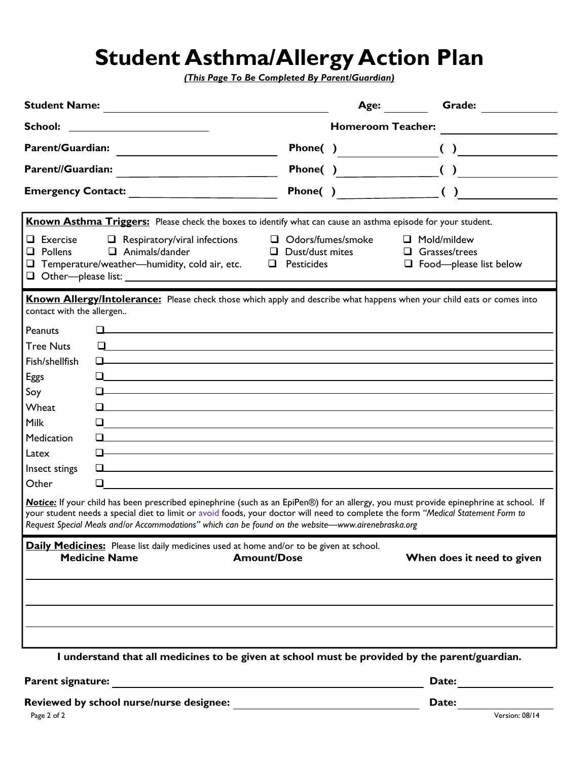# Student Asthma/Allergy Action Plan

***(This Page To Be Completed By Parent/Guardian)***

**Student Name:** ______________________ **Age:** ______ **Grade:** ________

**School:** ______________________ **Homeroom Teacher:** ______________________

**Parent/Guardian:** ______________________ **Phone( )** ____________ **( )** ____________

**Parent//Guardian:** ______________________ **Phone( )** ____________ **( )** ____________

**Emergency Contact:** ______________________ **Phone( )** ____________ **( )** ____________

**Known Asthma Triggers:** Please check the boxes to identify what can cause an asthma episode for your student.

- ❑ Exercise
- ❑ Respiratory/viral infections
- ❑ Odors/fumes/smoke
- ❑ Mold/mildew
- ❑ Pollens
- ❑ Animals/dander
- ❑ Dust/dust mites
- ❑ Grasses/trees
- ❑ Temperature/weather—humidity, cold air, etc.
- ❑ Pesticides
- ❑ Food—please list below
- ❑ Other—please list: ______________________

**Known Allergy/Intolerance:** Please check those which apply and describe what happens when your child eats or comes into contact with the allergen..

| | |
|---|---|
| Peanuts | ❑ ______________________ |
| Tree Nuts | ❑ ______________________ |
| Fish/shellfish | ❑ ______________________ |
| Eggs | ❑ ______________________ |
| Soy | ❑ ______________________ |
| Wheat | ❑ ______________________ |
| Milk | ❑ ______________________ |
| Medication | ❑ ______________________ |
| Latex | ❑ ______________________ |
| Insect stings | ❑ ______________________ |
| Other | ❑ ______________________ |

***Notice:*** If your child has been prescribed epinephrine (such as an EpiPen®) for an allergy, you must provide epinephrine at school. If your student needs a special diet to limit or avoid foods, your doctor will need to complete the form *"Medical Statement Form to Request Special Meals and/or Accommodations" which can be found on the website—www.airenebraska.org*

**Daily Medicines:** Please list daily medicines used at home and/or to be given at school.

| Medicine Name | Amount/Dose | When does it need to given |
|---|---|---|
| | | |
| | | |
| | | |

**I understand that all medicines to be given at school must be provided by the parent/guardian.**

**Parent signature:** ______________________ **Date:** ____________

**Reviewed by school nurse/nurse designee:** ______________________ **Date:** ____________

Version: 08/14